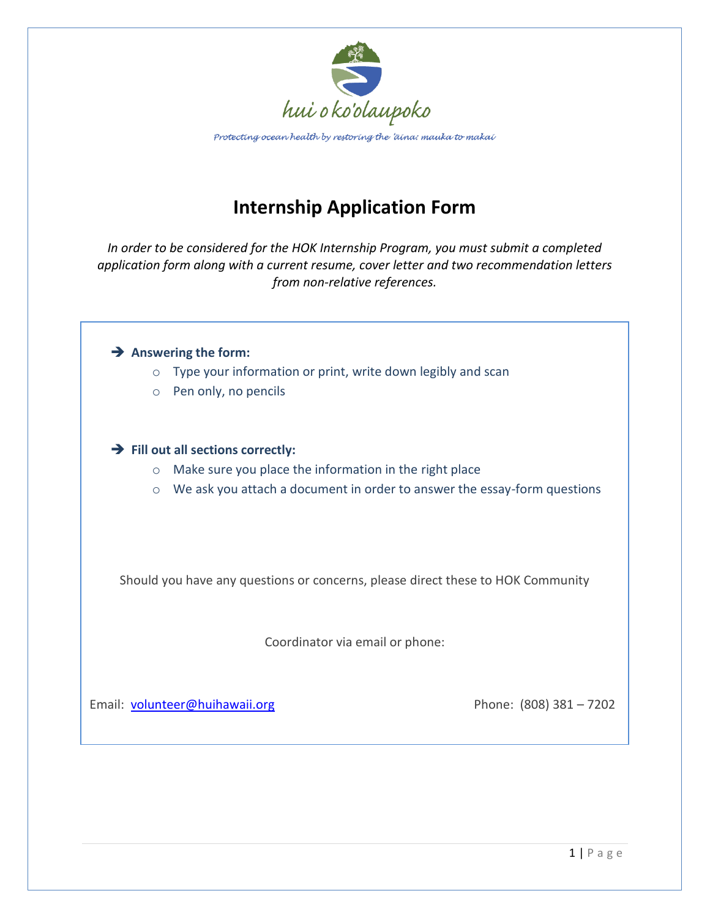hui o ko'olaupoko

*Protecting ocean health by restoring the 'āina: mauka to makai*

# Internship Application Form

*In order to be considered for the HOK Internship Program, you must submit a completed application form along with a current resume, cover letter and two recommendation letters from non-relative references.*

- **Answering the form:**
  - Type your information or print, write down legibly and scan
  - Pen only, no pencils

- **Fill out all sections correctly:**
  - Make sure you place the information in the right place
  - We ask you attach a document in order to answer the essay-form questions

Should you have any questions or concerns, please direct these to HOK Community

Coordinator via email or phone:

Email: volunteer@huihawaii.org

Phone: (808) 381 – 7202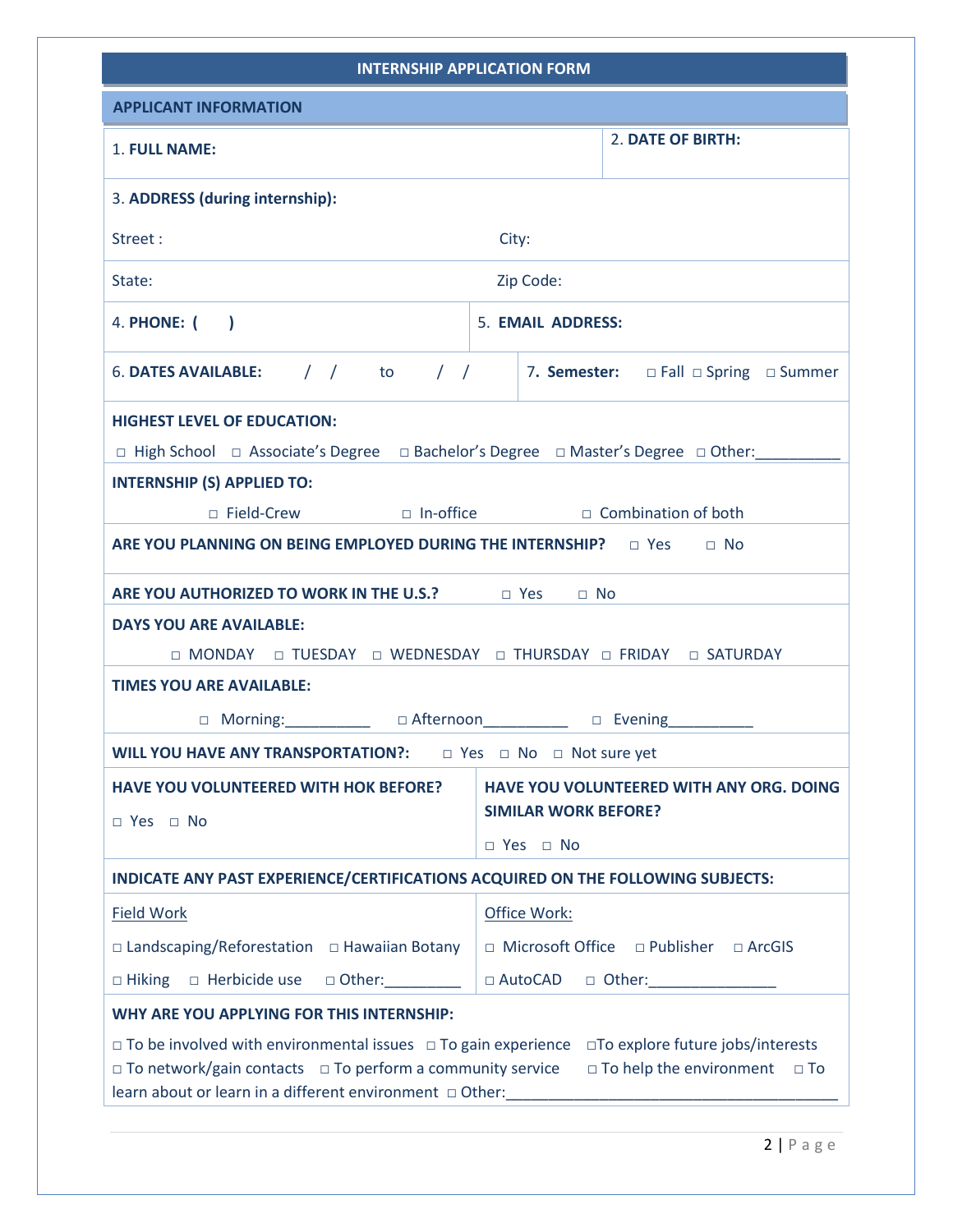# INTERNSHIP APPLICATION FORM

## APPLICANT INFORMATION

1. **FULL NAME:**

2. **DATE OF BIRTH:**

3. **ADDRESS (during internship):**

Street :

City:

State:

Zip Code:

4. **PHONE: (     )**

5. **EMAIL ADDRESS:**

6. **DATES AVAILABLE:** / / to / /

7. **Semester:** □ Fall □ Spring □ Summer

**HIGHEST LEVEL OF EDUCATION:**

□ High School □ Associate's Degree □ Bachelor's Degree □ Master's Degree □ Other:__________

**INTERNSHIP (S) APPLIED TO:**

□ Field-Crew □ In-office □ Combination of both

**ARE YOU PLANNING ON BEING EMPLOYED DURING THE INTERNSHIP?** □ Yes □ No

**ARE YOU AUTHORIZED TO WORK IN THE U.S.?** □ Yes □ No

**DAYS YOU ARE AVAILABLE:**

□ MONDAY □ TUESDAY □ WEDNESDAY □ THURSDAY □ FRIDAY □ SATURDAY

**TIMES YOU ARE AVAILABLE:**

□ Morning:__________ □ Afternoon__________ □ Evening__________

**WILL YOU HAVE ANY TRANSPORTATION?:** □ Yes □ No □ Not sure yet

**HAVE YOU VOLUNTEERED WITH HOK BEFORE?**

□ Yes □ No

**HAVE YOU VOLUNTEERED WITH ANY ORG. DOING SIMILAR WORK BEFORE?**

□ Yes □ No

**INDICATE ANY PAST EXPERIENCE/CERTIFICATIONS ACQUIRED ON THE FOLLOWING SUBJECTS:**

Field Work

□ Landscaping/Reforestation □ Hawaiian Botany

□ Hiking □ Herbicide use □ Other:_________

Office Work:

□ Microsoft Office □ Publisher □ ArcGIS

□ AutoCAD □ Other:_______________

**WHY ARE YOU APPLYING FOR THIS INTERNSHIP:**

□ To be involved with environmental issues □ To gain experience □To explore future jobs/interests □ To network/gain contacts □ To perform a community service □ To help the environment □ To learn about or learn in a different environment □ Other:_______________________________________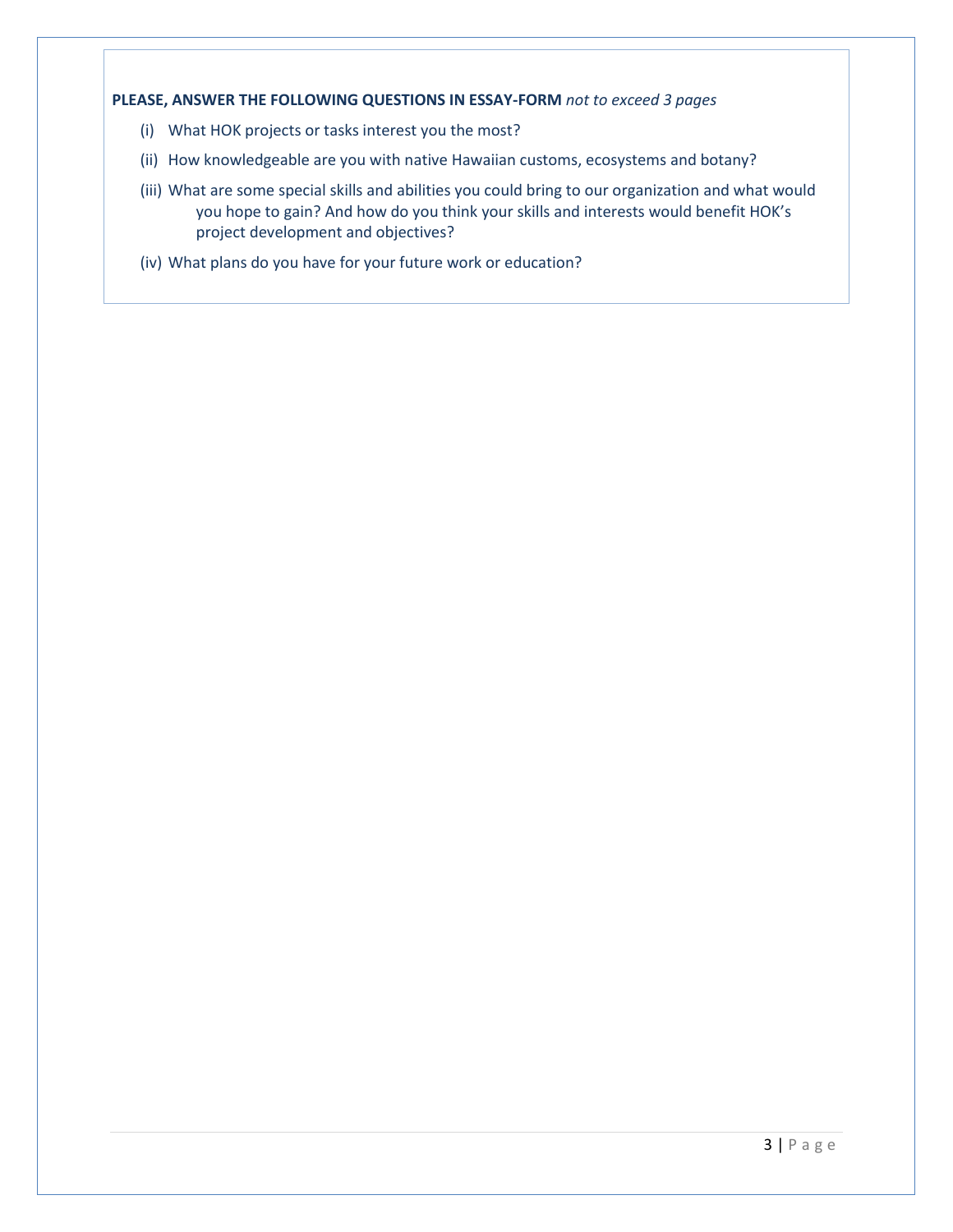**PLEASE, ANSWER THE FOLLOWING QUESTIONS IN ESSAY-FORM** *not to exceed 3 pages*

(i) What HOK projects or tasks interest you the most?

(ii) How knowledgeable are you with native Hawaiian customs, ecosystems and botany?

(iii) What are some special skills and abilities you could bring to our organization and what would you hope to gain? And how do you think your skills and interests would benefit HOK's project development and objectives?

(iv) What plans do you have for your future work or education?